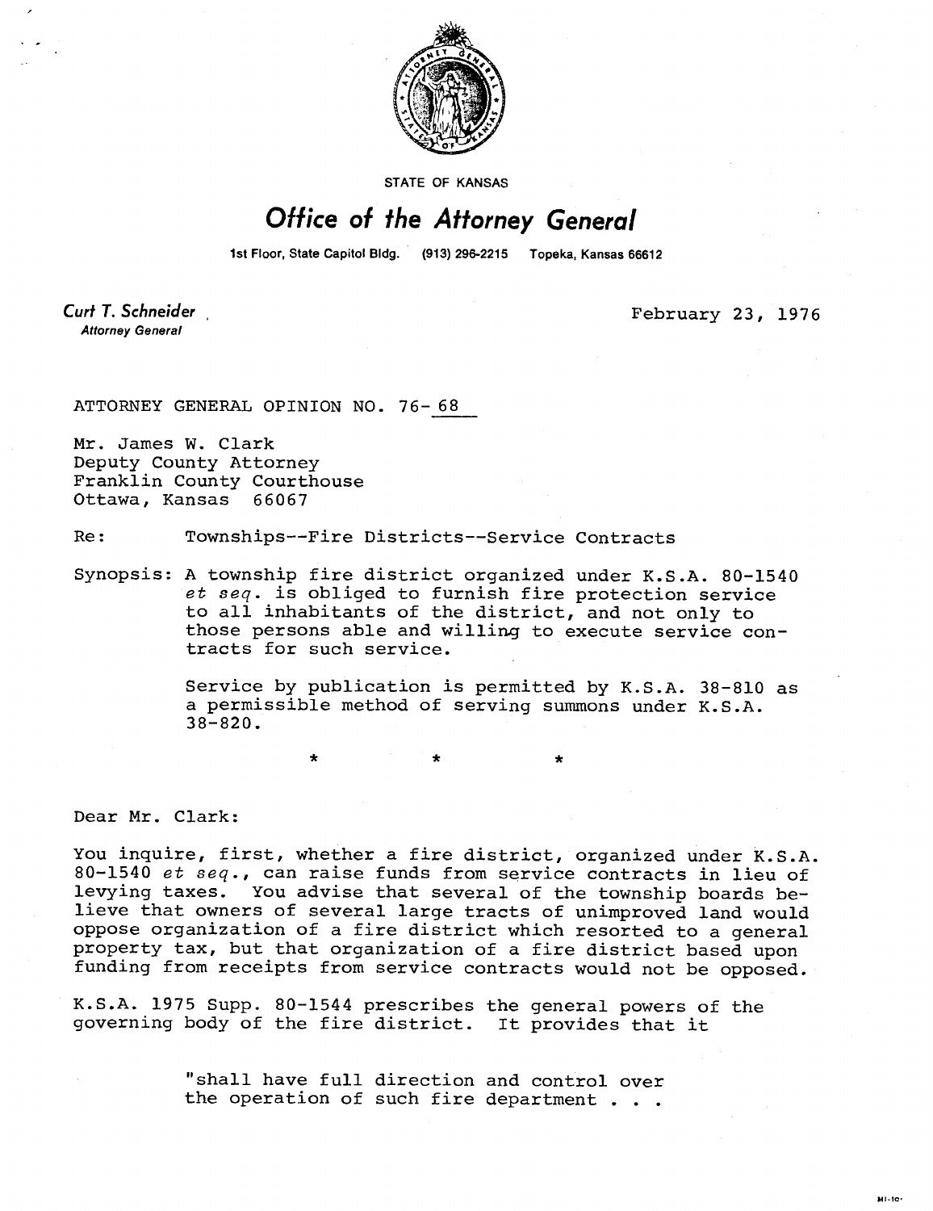STATE OF KANSAS

# Office of the Attorney General

1st Floor, State Capitol Bldg. (913) 296-2215 Topeka, Kansas 66612

**Curt T. Schneider**
*Attorney General*

February 23, 1976

ATTORNEY GENERAL OPINION NO. 76- 68

Mr. James W. Clark
Deputy County Attorney
Franklin County Courthouse
Ottawa, Kansas 66067

Re: Townships--Fire Districts--Service Contracts

Synopsis: A township fire district organized under K.S.A. 80-1540 *et seq.* is obliged to furnish fire protection service to all inhabitants of the district, and not only to those persons able and willing to execute service contracts for such service.

Service by publication is permitted by K.S.A. 38-810 as a permissible method of serving summons under K.S.A. 38-820.

\* \* \*

Dear Mr. Clark:

You inquire, first, whether a fire district, organized under K.S.A. 80-1540 *et seq.*, can raise funds from service contracts in lieu of levying taxes. You advise that several of the township boards believe that owners of several large tracts of unimproved land would oppose organization of a fire district which resorted to a general property tax, but that organization of a fire district based upon funding from receipts from service contracts would not be opposed.

K.S.A. 1975 Supp. 80-1544 prescribes the general powers of the governing body of the fire district. It provides that it

> "shall have full direction and control over the operation of such fire department . . .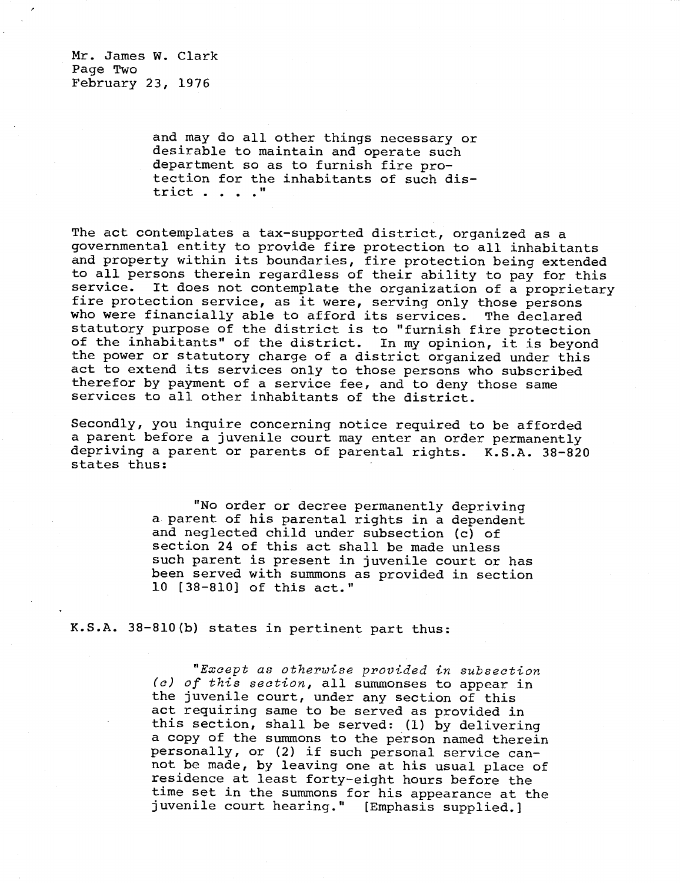and may do all other things necessary or desirable to maintain and operate such department so as to furnish fire protection for the inhabitants of such district . . . ."

The act contemplates a tax-supported district, organized as a governmental entity to provide fire protection to all inhabitants and property within its boundaries, fire protection being extended to all persons therein regardless of their ability to pay for this service. It does not contemplate the organization of a proprietary fire protection service, as it were, serving only those persons who were financially able to afford its services. The declared statutory purpose of the district is to "furnish fire protection of the inhabitants" of the district. In my opinion, it is beyond the power or statutory charge of a district organized under this act to extend its services only to those persons who subscribed therefor by payment of a service fee, and to deny those same services to all other inhabitants of the district.

Secondly, you inquire concerning notice required to be afforded a parent before a juvenile court may enter an order permanently depriving a parent or parents of parental rights. K.S.A. 38-820 states thus:

> "No order or decree permanently depriving a parent of his parental rights in a dependent and neglected child under subsection (c) of section 24 of this act shall be made unless such parent is present in juvenile court or has been served with summons as provided in section 10 [38-810] of this act."

K.S.A. 38-810(b) states in pertinent part thus:

> "*Except as otherwise provided in subsection (c) of this section,* all summonses to appear in the juvenile court, under any section of this act requiring same to be served as provided in this section, shall be served: (1) by delivering a copy of the summons to the person named therein personally, or (2) if such personal service cannot be made, by leaving one at his usual place of residence at least forty-eight hours before the time set in the summons for his appearance at the juvenile court hearing." [Emphasis supplied.]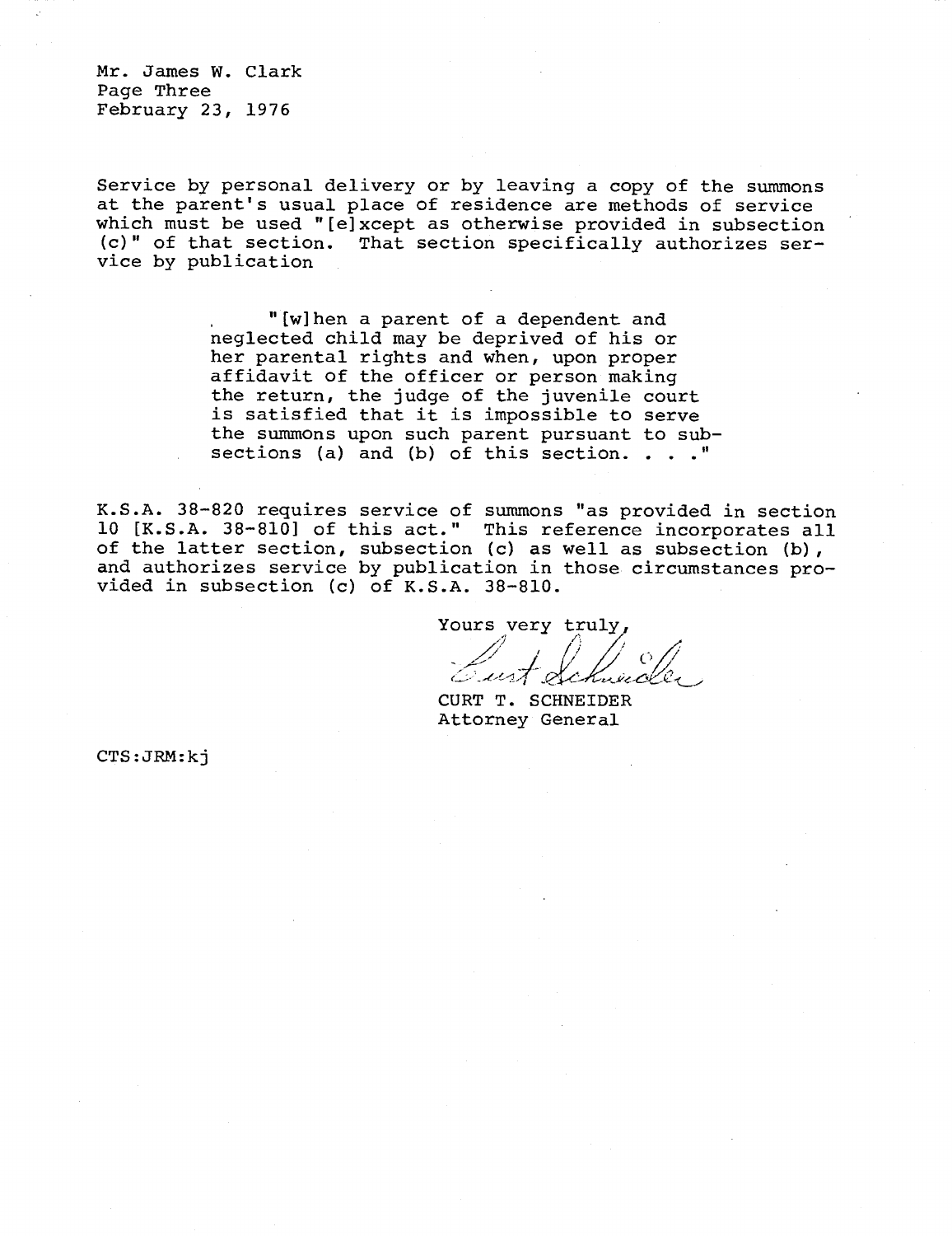Mr. James W. Clark
Page Three
February 23, 1976

Service by personal delivery or by leaving a copy of the summons at the parent's usual place of residence are methods of service which must be used "[e]xcept as otherwise provided in subsection (c)" of that section. That section specifically authorizes service by publication

> "[w]hen a parent of a dependent and neglected child may be deprived of his or her parental rights and when, upon proper affidavit of the officer or person making the return, the judge of the juvenile court is satisfied that it is impossible to serve the summons upon such parent pursuant to subsections (a) and (b) of this section. . . ."

K.S.A. 38-820 requires service of summons "as provided in section 10 [K.S.A. 38-810] of this act." This reference incorporates all of the latter section, subsection (c) as well as subsection (b), and authorizes service by publication in those circumstances provided in subsection (c) of K.S.A. 38-810.

Yours very truly,

Curt Schneider

CURT T. SCHNEIDER
Attorney General

CTS:JRM:kj